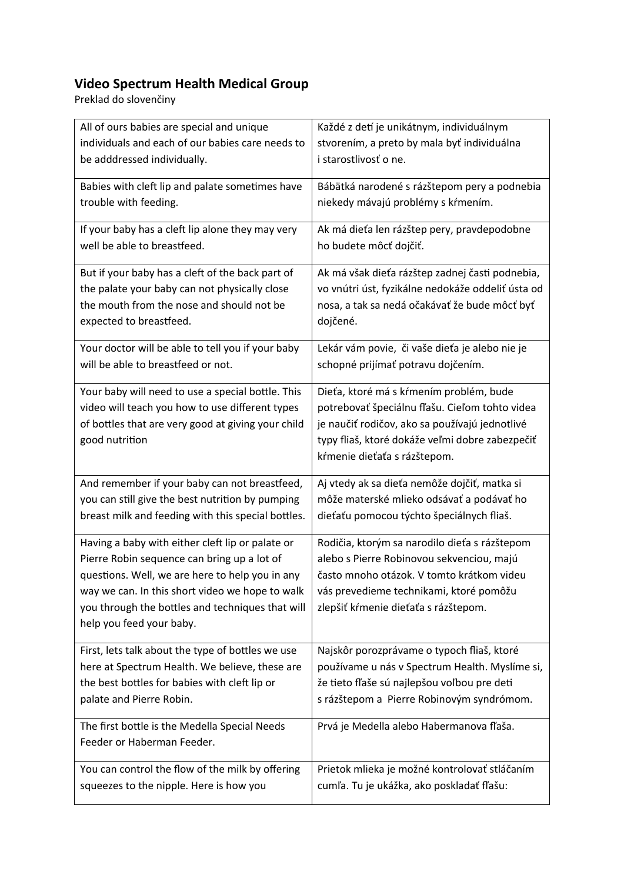## Video Spectrum Health Medical Group

Preklad do slovenčiny

| | |
|---|---|
| All of ours babies are special and unique individuals and each of our babies care needs to be adddressed individually. | Každé z detí je unikátnym, individuálnym stvorením, a preto by mala byť individuálna i starostlivosť o ne. |
| Babies with cleft lip and palate sometimes have trouble with feeding. | Bábätká narodené s rázštepom pery a podnebia niekedy mávajú problémy s kŕmením. |
| If your baby has a cleft lip alone they may very well be able to breastfeed. | Ak má dieťa len rázštep pery, pravdepodobne ho budete môcť dojčiť. |
| But if your baby has a cleft of the back part of the palate your baby can not physically close the mouth from the nose and should not be expected to breastfeed. | Ak má však dieťa rázštep zadnej časti podnebia, vo vnútri úst, fyzikálne nedokáže oddeliť ústa od nosa, a tak sa nedá očakávať že bude môcť byť dojčené. |
| Your doctor will be able to tell you if your baby will be able to breastfeed or not. | Lekár vám povie, či vaše dieťa je alebo nie je schopné prijímať potravu dojčením. |
| Your baby will need to use a special bottle. This video will teach you how to use different types of bottles that are very good at giving your child good nutrition | Dieťa, ktoré má s kŕmením problém, bude potrebovať špeciálnu fľašu. Cieľom tohto videa je naučiť rodičov, ako sa používajú jednotlivé typy fliaš, ktoré dokáže veľmi dobre zabezpečiť kŕmenie dieťaťa s rázštepom. |
| And remember if your baby can not breastfeed, you can still give the best nutrition by pumping breast milk and feeding with this special bottles. | Aj vtedy ak sa dieťa nemôže dojčiť, matka si môže materské mlieko odsávať a podávať ho dieťaťu pomocou týchto špeciálnych fliaš. |
| Having a baby with either cleft lip or palate or Pierre Robin sequence can bring up a lot of questions. Well, we are here to help you in any way we can. In this short video we hope to walk you through the bottles and techniques that will help you feed your baby. | Rodičia, ktorým sa narodilo dieťa s rázštepom alebo s Pierre Robinovou sekvenciou, majú často mnoho otázok. V tomto krátkom videu vás prevedieme technikami, ktoré pomôžu zlepšiť kŕmenie dieťaťa s rázštepom. |
| First, lets talk about the type of bottles we use here at Spectrum Health. We believe, these are the best bottles for babies with cleft lip or palate and Pierre Robin. | Najskôr porozprávame o typoch fliaš, ktoré používame u nás v Spectrum Health. Myslíme si, že tieto fľaše sú najlepšou voľbou pre deti s rázštepom a Pierre Robinovým syndrómom. |
| The first bottle is the Medella Special Needs Feeder or Haberman Feeder. | Prvá je Medella alebo Habermanova fľaša. |
| You can control the flow of the milk by offering squeezes to the nipple. Here is how you | Prietok mlieka je možné kontrolovať stláčaním cumľa. Tu je ukážka, ako poskladať fľašu: |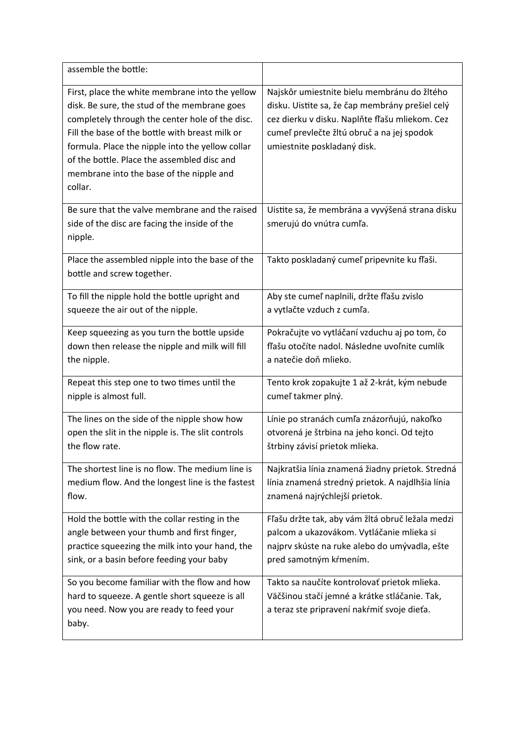| assemble the bottle: | |
|---|---|
| First, place the white membrane into the yellow disk. Be sure, the stud of the membrane goes completely through the center hole of the disc. Fill the base of the bottle with breast milk or formula. Place the nipple into the yellow collar of the bottle. Place the assembled disc and membrane into the base of the nipple and collar. | Najskôr umiestnite bielu membránu do žltého disku. Uistite sa, že čap membrány prešiel celý cez dierku v disku. Naplňte fľašu mliekom. Cez cumeľ prevlečte žltú obruč a na jej spodok umiestnite poskladaný disk. |
| Be sure that the valve membrane and the raised side of the disc are facing the inside of the nipple. | Uistite sa, že membrána a vyvýšená strana disku smerujú do vnútra cumľa. |
| Place the assembled nipple into the base of the bottle and screw together. | Takto poskladaný cumeľ pripevnite ku fľaši. |
| To fill the nipple hold the bottle upright and squeeze the air out of the nipple. | Aby ste cumeľ naplnili, držte fľašu zvislo a vytlačte vzduch z cumľa. |
| Keep squeezing as you turn the bottle upside down then release the nipple and milk will fill the nipple. | Pokračujte vo vytláčaní vzduchu aj po tom, čo fľašu otočíte nadol. Následne uvoľnite cumlík a natečie doň mlieko. |
| Repeat this step one to two times until the nipple is almost full. | Tento krok zopakujte 1 až 2-krát, kým nebude cumeľ takmer plný. |
| The lines on the side of the nipple show how open the slit in the nipple is. The slit controls the flow rate. | Línie po stranách cumľa znázorňujú, nakoľko otvorená je štrbina na jeho konci. Od tejto štrbiny závisí prietok mlieka. |
| The shortest line is no flow. The medium line is medium flow. And the longest line is the fastest flow. | Najkratšia línia znamená žiadny prietok. Stredná línia znamená stredný prietok. A najdlhšia línia znamená najrýchlejší prietok. |
| Hold the bottle with the collar resting in the angle between your thumb and first finger, practice squeezing the milk into your hand, the sink, or a basin before feeding your baby | Fľašu držte tak, aby vám žltá obruč ležala medzi palcom a ukazovákom. Vytláčanie mlieka si najprv skúste na ruke alebo do umývadla, ešte pred samotným kŕmením. |
| So you become familiar with the flow and how hard to squeeze. A gentle short squeeze is all you need. Now you are ready to feed your baby. | Takto sa naučíte kontrolovať prietok mlieka. Väčšinou stačí jemné a krátke stláčanie. Tak, a teraz ste pripravení nakŕmiť svoje dieťa. |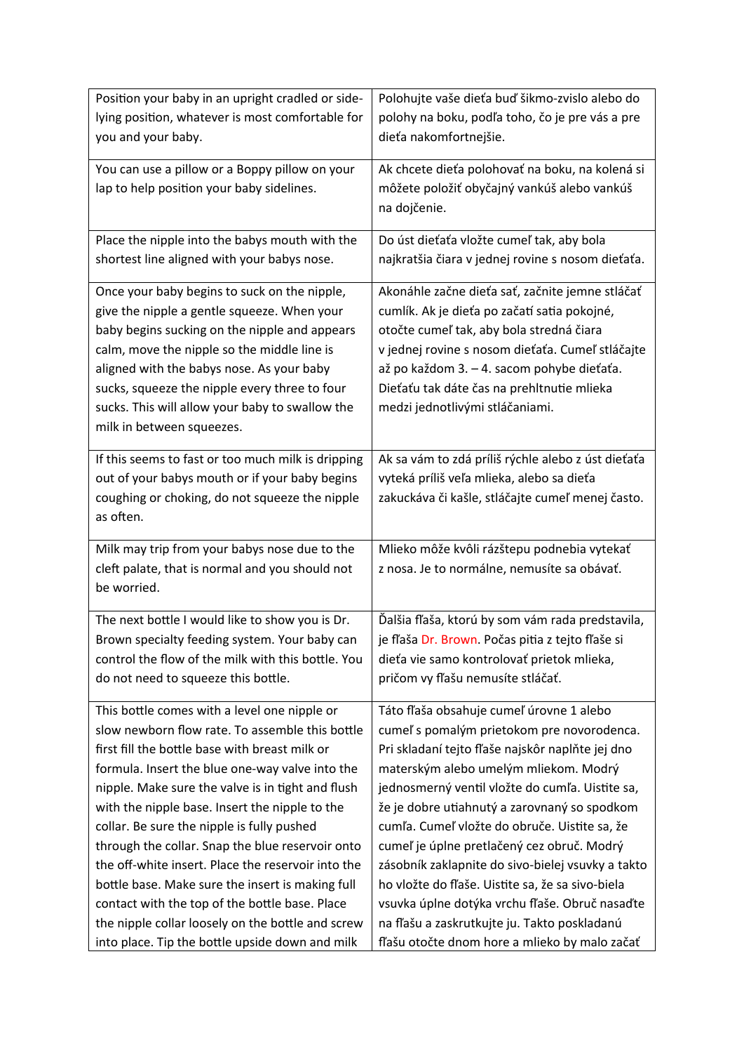| | |
|---|---|
| Position your baby in an upright cradled or side-lying position, whatever is most comfortable for you and your baby. | Polohujte vaše dieťa buď šikmo-zvislo alebo do polohy na boku, podľa toho, čo je pre vás a pre dieťa nakomfortnejšie. |
| You can use a pillow or a Boppy pillow on your lap to help position your baby sidelines. | Ak chcete dieťa polohovať na boku, na kolená si môžete položiť obyčajný vankúš alebo vankúš na dojčenie. |
| Place the nipple into the babys mouth with the shortest line aligned with your babys nose. | Do úst dieťaťa vložte cumeľ tak, aby bola najkratšia čiara v jednej rovine s nosom dieťaťa. |
| Once your baby begins to suck on the nipple, give the nipple a gentle squeeze. When your baby begins sucking on the nipple and appears calm, move the nipple so the middle line is aligned with the babys nose. As your baby sucks, squeeze the nipple every three to four sucks. This will allow your baby to swallow the milk in between squeezes. | Akonáhle začne dieťa sať, začnite jemne stláčať cumlík. Ak je dieťa po začatí satia pokojné, otočte cumeľ tak, aby bola stredná čiara v jednej rovine s nosom dieťaťa. Cumeľ stláčajte až po každom 3. – 4. sacom pohybe dieťaťa. Dieťaťu tak dáte čas na prehltnutie mlieka medzi jednotlivými stláčaniami. |
| If this seems to fast or too much milk is dripping out of your babys mouth or if your baby begins coughing or choking, do not squeeze the nipple as often. | Ak sa vám to zdá príliš rýchle alebo z úst dieťaťa vyteká príliš veľa mlieka, alebo sa dieťa zakuckáva či kašle, stláčajte cumeľ menej často. |
| Milk may trip from your babys nose due to the cleft palate, that is normal and you should not be worried. | Mlieko môže kvôli rázštepu podnebia vytekať z nosa. Je to normálne, nemusíte sa obávať. |
| The next bottle I would like to show you is Dr. Brown specialty feeding system. Your baby can control the flow of the milk with this bottle. You do not need to squeeze this bottle. | Ďalšia fľaša, ktorú by som vám rada predstavila, je fľaša Dr. Brown. Počas pitia z tejto fľaše si dieťa vie samo kontrolovať prietok mlieka, pričom vy fľašu nemusíte stláčať. |
| This bottle comes with a level one nipple or slow newborn flow rate. To assemble this bottle first fill the bottle base with breast milk or formula. Insert the blue one-way valve into the nipple. Make sure the valve is in tight and flush with the nipple base. Insert the nipple to the collar. Be sure the nipple is fully pushed through the collar. Snap the blue reservoir onto the off-white insert. Place the reservoir into the bottle base. Make sure the insert is making full contact with the top of the bottle base. Place the nipple collar loosely on the bottle and screw into place. Tip the bottle upside down and milk | Táto fľaša obsahuje cumeľ úrovne 1 alebo cumeľ s pomalým prietokom pre novorodenca. Pri skladaní tejto fľaše najskôr naplňte jej dno materským alebo umelým mliekom. Modrý jednosmerný ventil vložte do cumľa. Uistite sa, že je dobre utiahnutý a zarovnaný so spodkom cumľa. Cumeľ vložte do obruče. Uistite sa, že cumeľ je úplne pretlačený cez obruč. Modrý zásobník zaklapnite do sivo-bielej vsuvky a takto ho vložte do fľaše. Uistite sa, že sa sivo-biela vsuvka úplne dotýka vrchu fľaše. Obruč nasaďte na fľašu a zaskrutkujte ju. Takto poskladanú fľašu otočte dnom hore a mlieko by malo začať |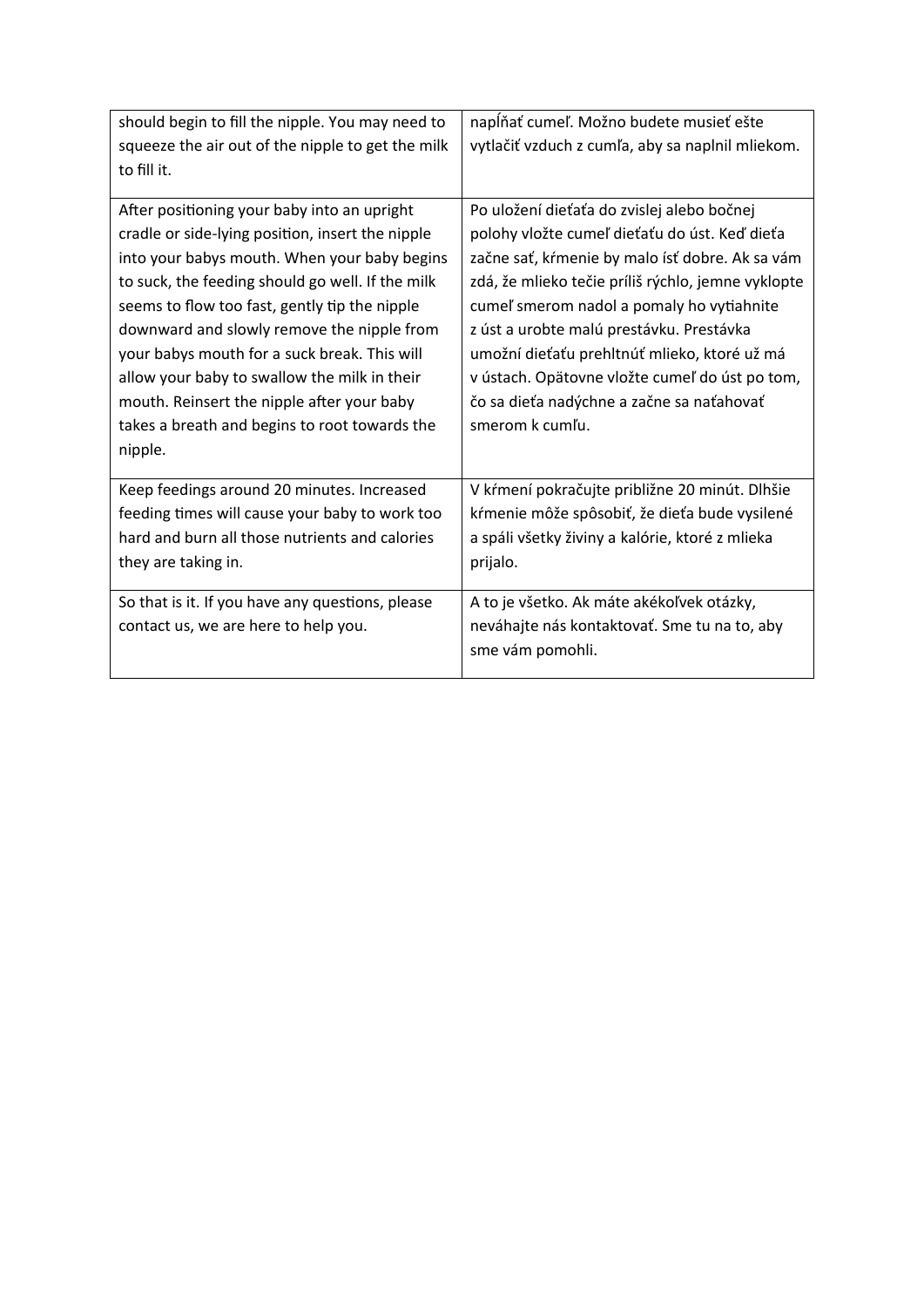| | |
|---|---|
| should begin to fill the nipple. You may need to squeeze the air out of the nipple to get the milk to fill it. | napĺňať cumeľ. Možno budete musieť ešte vytlačiť vzduch z cumľa, aby sa naplnil mliekom. |
| After positioning your baby into an upright cradle or side-lying position, insert the nipple into your babys mouth. When your baby begins to suck, the feeding should go well. If the milk seems to flow too fast, gently tip the nipple downward and slowly remove the nipple from your babys mouth for a suck break. This will allow your baby to swallow the milk in their mouth. Reinsert the nipple after your baby takes a breath and begins to root towards the nipple. | Po uložení dieťaťa do zvislej alebo bočnej polohy vložte cumeľ dieťaťu do úst. Keď dieťa začne sať, kŕmenie by malo ísť dobre. Ak sa vám zdá, že mlieko tečie príliš rýchlo, jemne vyklopte cumeľ smerom nadol a pomaly ho vytiahnite z úst a urobte malú prestávku. Prestávka umožní dieťaťu prehltnúť mlieko, ktoré už má v ústach. Opätovne vložte cumeľ do úst po tom, čo sa dieťa nadýchne a začne sa naťahovať smerom k cumľu. |
| Keep feedings around 20 minutes. Increased feeding times will cause your baby to work too hard and burn all those nutrients and calories they are taking in. | V kŕmení pokračujte približne 20 minút. Dlhšie kŕmenie môže spôsobiť, že dieťa bude vysilené a spáli všetky živiny a kalórie, ktoré z mlieka prijalo. |
| So that is it. If you have any questions, please contact us, we are here to help you. | A to je všetko. Ak máte akékoľvek otázky, neváhajte nás kontaktovať. Sme tu na to, aby sme vám pomohli. |